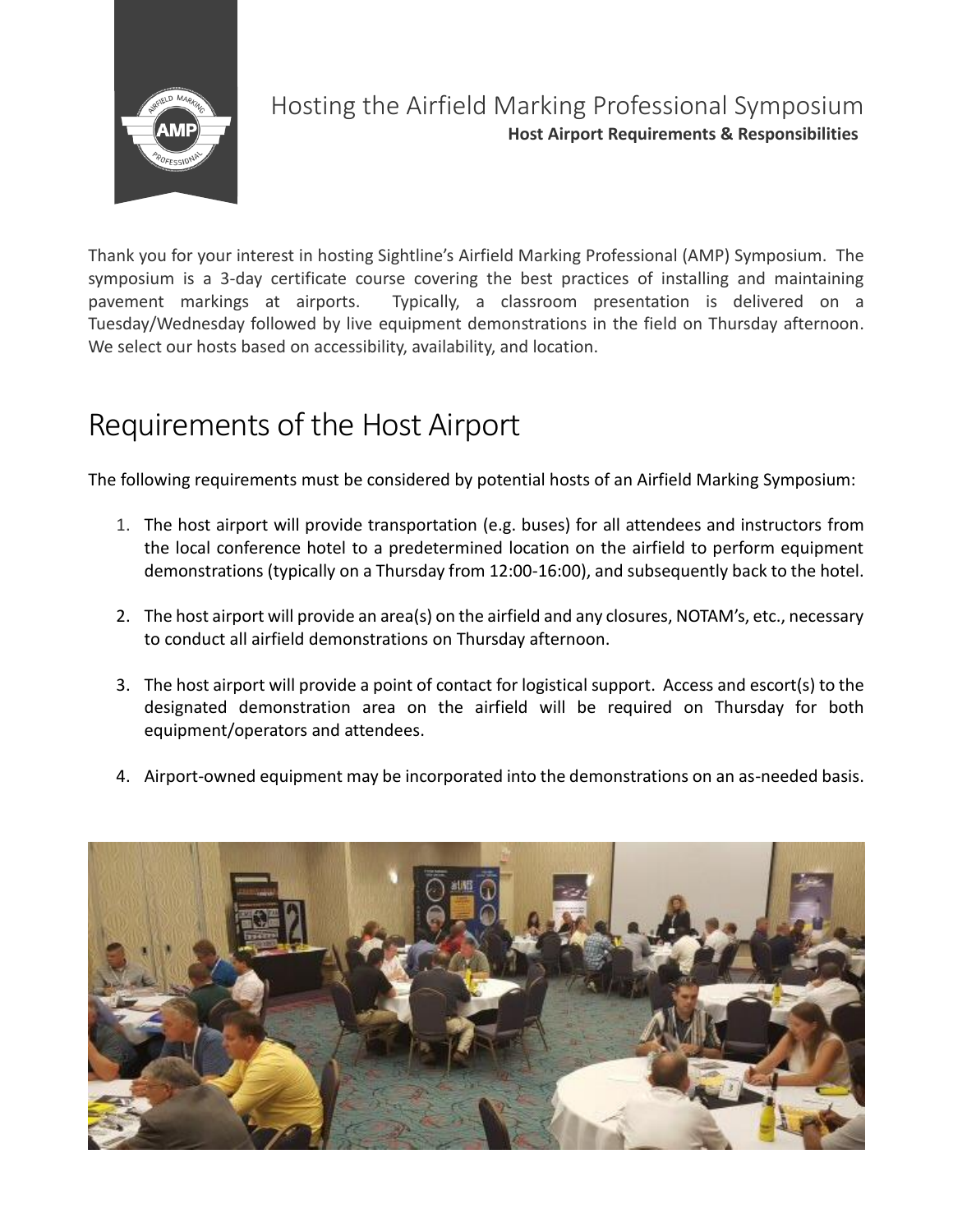# Hosting the Airfield Marking Professional Symposium

**Host Airport Requirements & Responsibilities**

Thank you for your interest in hosting Sightline's Airfield Marking Professional (AMP) Symposium. The symposium is a 3-day certificate course covering the best practices of installing and maintaining pavement markings at airports. Typically, a classroom presentation is delivered on a Tuesday/Wednesday followed by live equipment demonstrations in the field on Thursday afternoon. We select our hosts based on accessibility, availability, and location.

## Requirements of the Host Airport

The following requirements must be considered by potential hosts of an Airfield Marking Symposium:

1. The host airport will provide transportation (e.g. buses) for all attendees and instructors from the local conference hotel to a predetermined location on the airfield to perform equipment demonstrations (typically on a Thursday from 12:00-16:00), and subsequently back to the hotel.
2. The host airport will provide an area(s) on the airfield and any closures, NOTAM's, etc., necessary to conduct all airfield demonstrations on Thursday afternoon.
3. The host airport will provide a point of contact for logistical support. Access and escort(s) to the designated demonstration area on the airfield will be required on Thursday for both equipment/operators and attendees.
4. Airport-owned equipment may be incorporated into the demonstrations on an as-needed basis.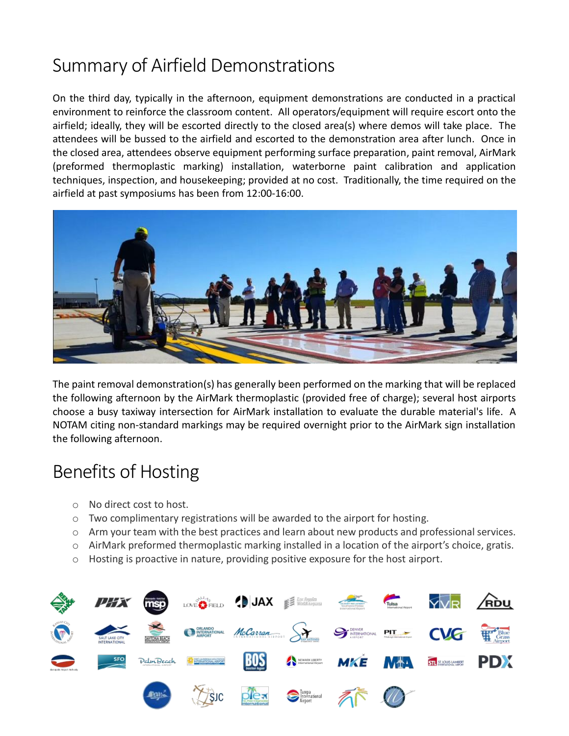# Summary of Airfield Demonstrations

On the third day, typically in the afternoon, equipment demonstrations are conducted in a practical environment to reinforce the classroom content. All operators/equipment will require escort onto the airfield; ideally, they will be escorted directly to the closed area(s) where demos will take place. The attendees will be bussed to the airfield and escorted to the demonstration area after lunch. Once in the closed area, attendees observe equipment performing surface preparation, paint removal, AirMark (preformed thermoplastic marking) installation, waterborne paint calibration and application techniques, inspection, and housekeeping; provided at no cost. Traditionally, the time required on the airfield at past symposiums has been from 12:00-16:00.

The paint removal demonstration(s) has generally been performed on the marking that will be replaced the following afternoon by the AirMark thermoplastic (provided free of charge); several host airports choose a busy taxiway intersection for AirMark installation to evaluate the durable material's life. A NOTAM citing non-standard markings may be required overnight prior to the AirMark sign installation the following afternoon.

# Benefits of Hosting

- No direct cost to host.
- Two complimentary registrations will be awarded to the airport for hosting.
- Arm your team with the best practices and learn about new products and professional services.
- AirMark preformed thermoplastic marking installed in a location of the airport's choice, gratis.
- Hosting is proactive in nature, providing positive exposure for the host airport.